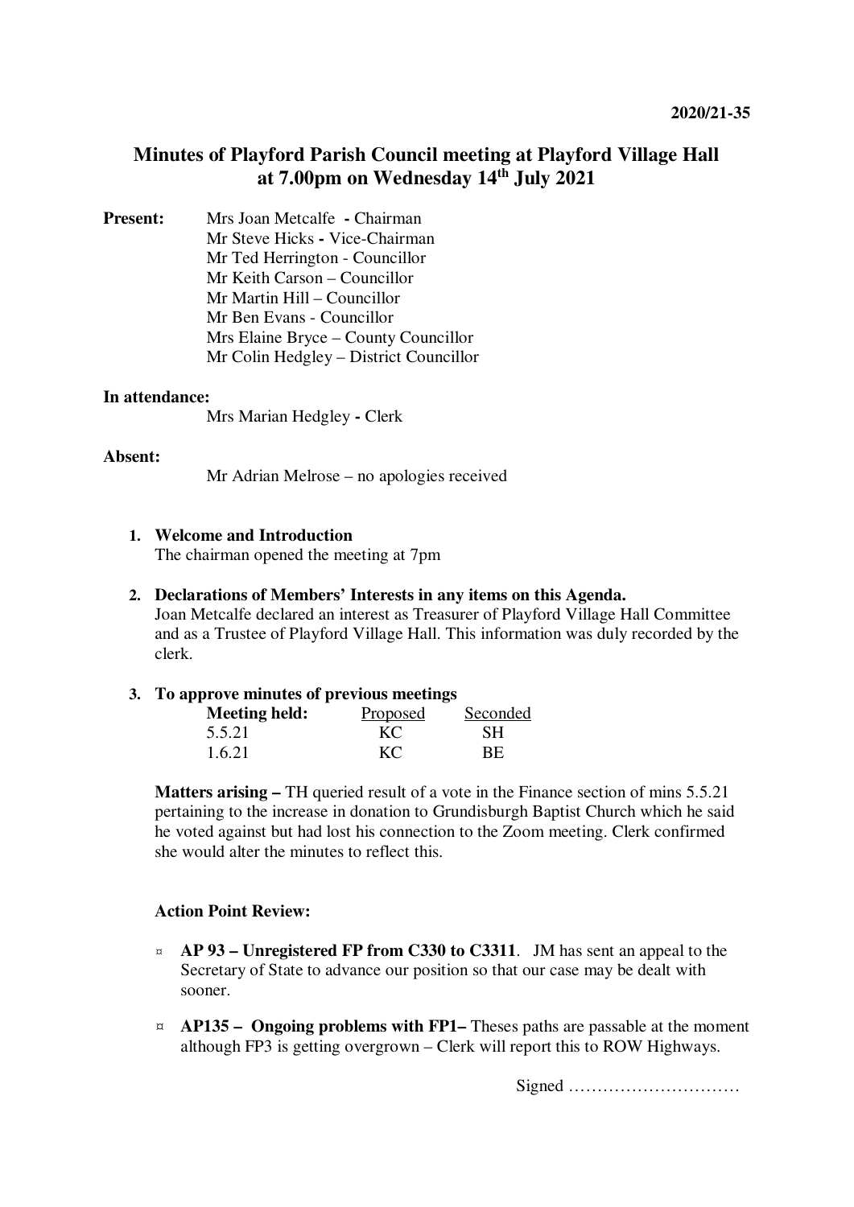2020/21-35

# Minutes of Playford Parish Council meeting at Playford Village Hall at 7.00pm on Wednesday 14th July 2021

**Present:** Mrs Joan Metcalfe **-** Chairman
Mr Steve Hicks **-** Vice-Chairman
Mr Ted Herrington - Councillor
Mr Keith Carson – Councillor
Mr Martin Hill – Councillor
Mr Ben Evans - Councillor
Mrs Elaine Bryce – County Councillor
Mr Colin Hedgley – District Councillor

**In attendance:**
Mrs Marian Hedgley **-** Clerk

**Absent:**
Mr Adrian Melrose – no apologies received

1. **Welcome and Introduction**
The chairman opened the meeting at 7pm

2. **Declarations of Members' Interests in any items on this Agenda.**
Joan Metcalfe declared an interest as Treasurer of Playford Village Hall Committee and as a Trustee of Playford Village Hall. This information was duly recorded by the clerk.

3. **To approve minutes of previous meetings**

| **Meeting held:** | Proposed | Seconded |
|---|---|---|
| 5.5.21 | KC | SH |
| 1.6.21 | KC | BE |

**Matters arising –** TH queried result of a vote in the Finance section of mins 5.5.21 pertaining to the increase in donation to Grundisburgh Baptist Church which he said he voted against but had lost his connection to the Zoom meeting. Clerk confirmed she would alter the minutes to reflect this.

**Action Point Review:**

- **AP 93 – Unregistered FP from C330 to C3311**. JM has sent an appeal to the Secretary of State to advance our position so that our case may be dealt with sooner.
- **AP135 – Ongoing problems with FP1–** Theses paths are passable at the moment although FP3 is getting overgrown – Clerk will report this to ROW Highways.

Signed …………………………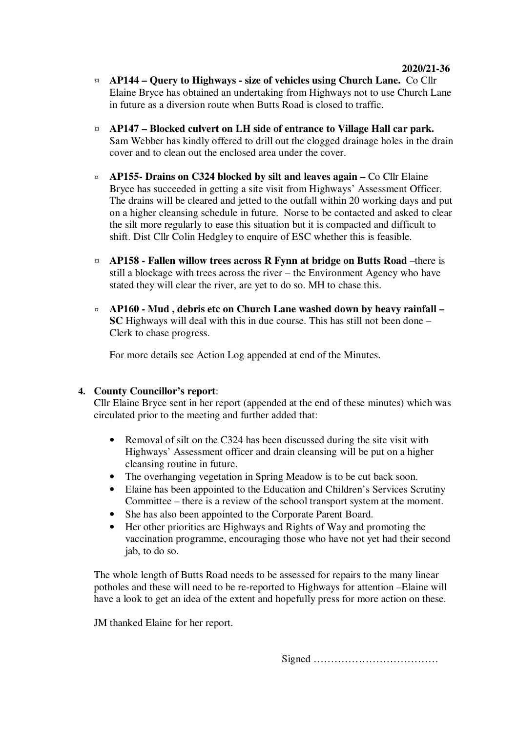- **AP144 – Query to Highways - size of vehicles using Church Lane.** Co Cllr Elaine Bryce has obtained an undertaking from Highways not to use Church Lane in future as a diversion route when Butts Road is closed to traffic.

- **AP147 – Blocked culvert on LH side of entrance to Village Hall car park.** Sam Webber has kindly offered to drill out the clogged drainage holes in the drain cover and to clean out the enclosed area under the cover.

- **AP155- Drains on C324 blocked by silt and leaves again –** Co Cllr Elaine Bryce has succeeded in getting a site visit from Highways' Assessment Officer. The drains will be cleared and jetted to the outfall within 20 working days and put on a higher cleansing schedule in future. Norse to be contacted and asked to clear the silt more regularly to ease this situation but it is compacted and difficult to shift. Dist Cllr Colin Hedgley to enquire of ESC whether this is feasible.

- **AP158 - Fallen willow trees across R Fynn at bridge on Butts Road** –there is still a blockage with trees across the river – the Environment Agency who have stated they will clear the river, are yet to do so. MH to chase this.

- **AP160 - Mud , debris etc on Church Lane washed down by heavy rainfall – SC** Highways will deal with this in due course. This has still not been done – Clerk to chase progress.

  For more details see Action Log appended at end of the Minutes.

**4. County Councillor's report**:

Cllr Elaine Bryce sent in her report (appended at the end of these minutes) which was circulated prior to the meeting and further added that:

- Removal of silt on the C324 has been discussed during the site visit with Highways' Assessment officer and drain cleansing will be put on a higher cleansing routine in future.
- The overhanging vegetation in Spring Meadow is to be cut back soon.
- Elaine has been appointed to the Education and Children's Services Scrutiny Committee – there is a review of the school transport system at the moment.
- She has also been appointed to the Corporate Parent Board.
- Her other priorities are Highways and Rights of Way and promoting the vaccination programme, encouraging those who have not yet had their second jab, to do so.

The whole length of Butts Road needs to be assessed for repairs to the many linear potholes and these will need to be re-reported to Highways for attention –Elaine will have a look to get an idea of the extent and hopefully press for more action on these.

JM thanked Elaine for her report.

Signed ………………………………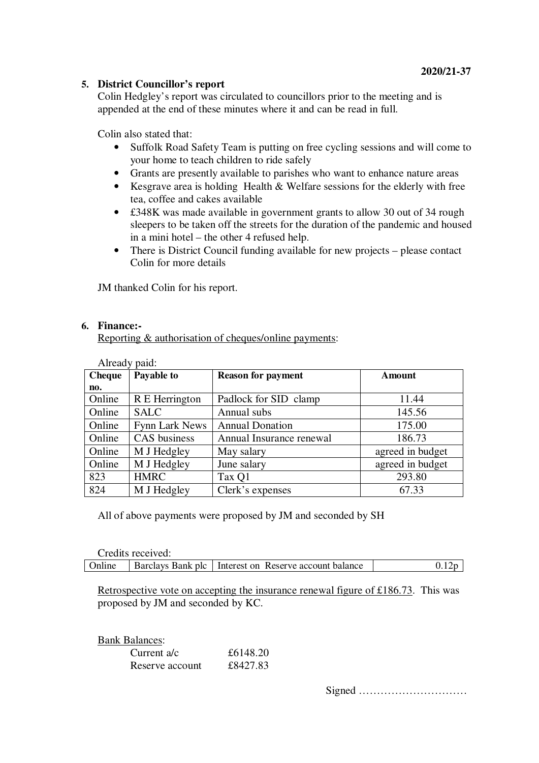**5. District Councillor's report**

Colin Hedgley's report was circulated to councillors prior to the meeting and is appended at the end of these minutes where it and can be read in full.

Colin also stated that:

- Suffolk Road Safety Team is putting on free cycling sessions and will come to your home to teach children to ride safely
- Grants are presently available to parishes who want to enhance nature areas
- Kesgrave area is holding Health & Welfare sessions for the elderly with free tea, coffee and cakes available
- £348K was made available in government grants to allow 30 out of 34 rough sleepers to be taken off the streets for the duration of the pandemic and housed in a mini hotel – the other 4 refused help.
- There is District Council funding available for new projects – please contact Colin for more details

JM thanked Colin for his report.

**6. Finance:-**

Reporting & authorisation of cheques/online payments:

Already paid:

| Cheque no. | Payable to | Reason for payment | Amount |
|---|---|---|---|
| Online | R E Herrington | Padlock for SID clamp | 11.44 |
| Online | SALC | Annual subs | 145.56 |
| Online | Fynn Lark News | Annual Donation | 175.00 |
| Online | CAS business | Annual Insurance renewal | 186.73 |
| Online | M J Hedgley | May salary | agreed in budget |
| Online | M J Hedgley | June salary | agreed in budget |
| 823 | HMRC | Tax Q1 | 293.80 |
| 824 | M J Hedgley | Clerk's expenses | 67.33 |

All of above payments were proposed by JM and seconded by SH

Credits received:

| Online | Barclays Bank plc | Interest on Reserve account balance | 0.12p |
|---|---|---|---|

Retrospective vote on accepting the insurance renewal figure of £186.73. This was proposed by JM and seconded by KC.

Bank Balances:

Current a/c £6148.20
Reserve account £8427.83

Signed …………………………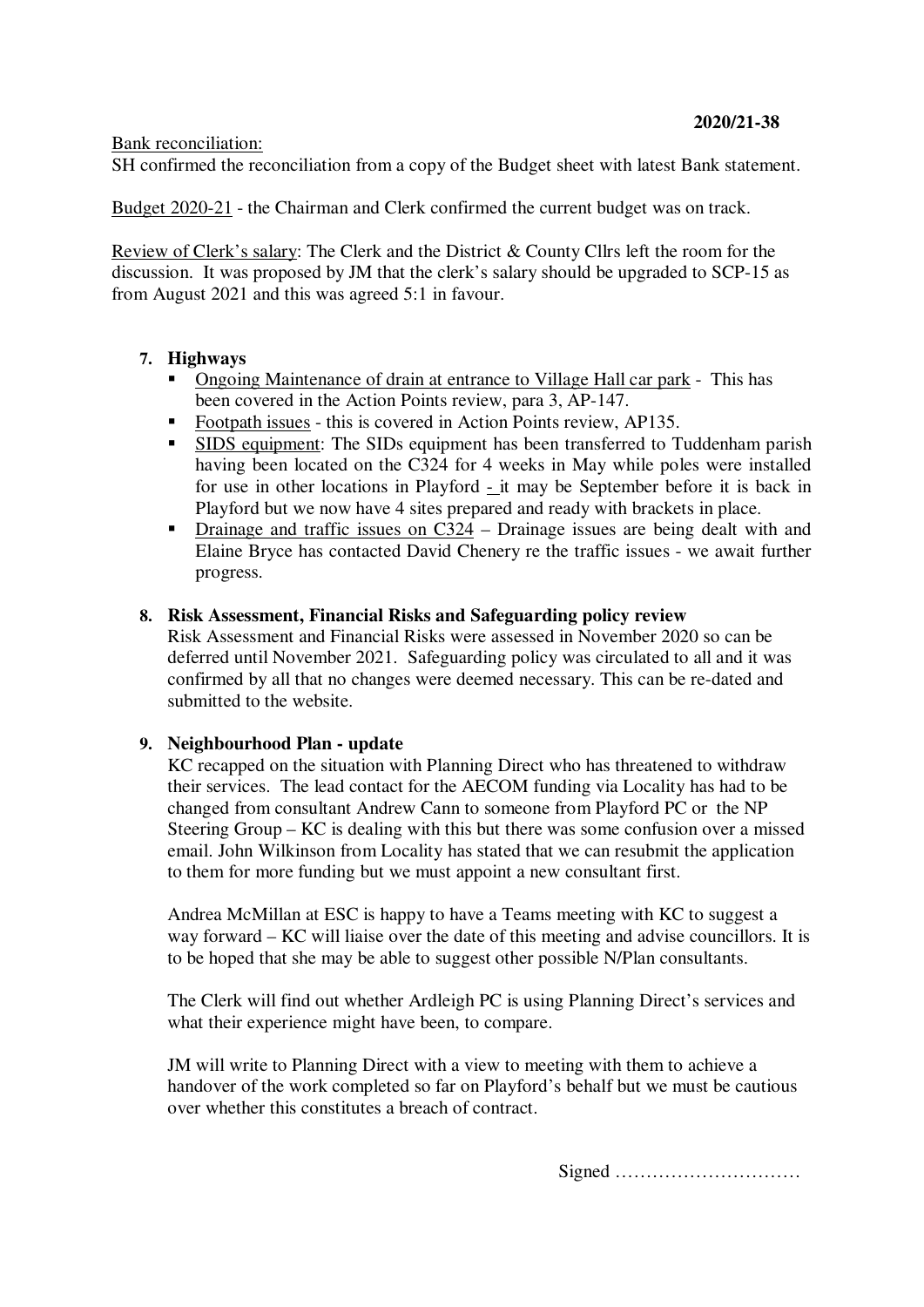**2020/21-38**

Bank reconciliation:
SH confirmed the reconciliation from a copy of the Budget sheet with latest Bank statement.

Budget 2020-21 - the Chairman and Clerk confirmed the current budget was on track.

Review of Clerk's salary: The Clerk and the District & County Cllrs left the room for the discussion. It was proposed by JM that the clerk's salary should be upgraded to SCP-15 as from August 2021 and this was agreed 5:1 in favour.

**7. Highways**

- Ongoing Maintenance of drain at entrance to Village Hall car park - This has been covered in the Action Points review, para 3, AP-147.
- Footpath issues - this is covered in Action Points review, AP135.
- SIDS equipment: The SIDs equipment has been transferred to Tuddenham parish having been located on the C324 for 4 weeks in May while poles were installed for use in other locations in Playford - it may be September before it is back in Playford but we now have 4 sites prepared and ready with brackets in place.
- Drainage and traffic issues on C324 – Drainage issues are being dealt with and Elaine Bryce has contacted David Chenery re the traffic issues - we await further progress.

**8. Risk Assessment, Financial Risks and Safeguarding policy review**

Risk Assessment and Financial Risks were assessed in November 2020 so can be deferred until November 2021. Safeguarding policy was circulated to all and it was confirmed by all that no changes were deemed necessary. This can be re-dated and submitted to the website.

**9. Neighbourhood Plan - update**

KC recapped on the situation with Planning Direct who has threatened to withdraw their services. The lead contact for the AECOM funding via Locality has had to be changed from consultant Andrew Cann to someone from Playford PC or the NP Steering Group – KC is dealing with this but there was some confusion over a missed email. John Wilkinson from Locality has stated that we can resubmit the application to them for more funding but we must appoint a new consultant first.

Andrea McMillan at ESC is happy to have a Teams meeting with KC to suggest a way forward – KC will liaise over the date of this meeting and advise councillors. It is to be hoped that she may be able to suggest other possible N/Plan consultants.

The Clerk will find out whether Ardleigh PC is using Planning Direct's services and what their experience might have been, to compare.

JM will write to Planning Direct with a view to meeting with them to achieve a handover of the work completed so far on Playford's behalf but we must be cautious over whether this constitutes a breach of contract.

Signed …………………………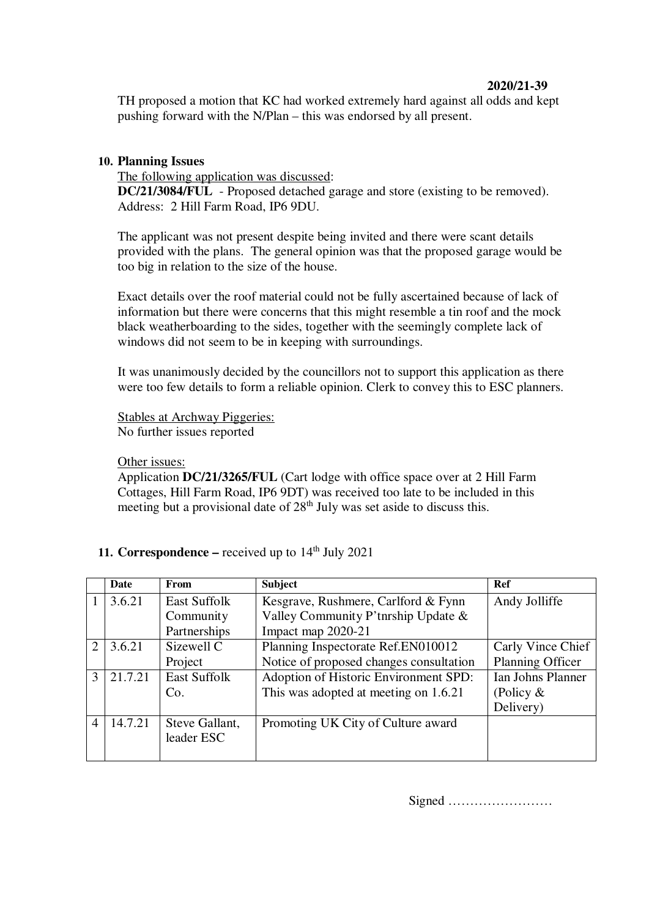**2020/21-39**

TH proposed a motion that KC had worked extremely hard against all odds and kept pushing forward with the N/Plan – this was endorsed by all present.

**10. Planning Issues**

The following application was discussed:

**DC/21/3084/FUL** - Proposed detached garage and store (existing to be removed). Address: 2 Hill Farm Road, IP6 9DU.

The applicant was not present despite being invited and there were scant details provided with the plans. The general opinion was that the proposed garage would be too big in relation to the size of the house.

Exact details over the roof material could not be fully ascertained because of lack of information but there were concerns that this might resemble a tin roof and the mock black weatherboarding to the sides, together with the seemingly complete lack of windows did not seem to be in keeping with surroundings.

It was unanimously decided by the councillors not to support this application as there were too few details to form a reliable opinion. Clerk to convey this to ESC planners.

Stables at Archway Piggeries:
No further issues reported

Other issues:
Application **DC/21/3265/FUL** (Cart lodge with office space over at 2 Hill Farm Cottages, Hill Farm Road, IP6 9DT) was received too late to be included in this meeting but a provisional date of 28th July was set aside to discuss this.

**11. Correspondence –** received up to 14th July 2021

| | Date | From | Subject | Ref |
|---|---|---|---|---|
| 1 | 3.6.21 | East Suffolk Community Partnerships | Kesgrave, Rushmere, Carlford & Fynn Valley Community P'tnrship Update & Impact map 2020-21 | Andy Jolliffe |
| 2 | 3.6.21 | Sizewell C Project | Planning Inspectorate Ref.EN010012 Notice of proposed changes consultation | Carly Vince Chief Planning Officer |
| 3 | 21.7.21 | East Suffolk Co. | Adoption of Historic Environment SPD: This was adopted at meeting on 1.6.21 | Ian Johns Planner (Policy & Delivery) |
| 4 | 14.7.21 | Steve Gallant, leader ESC | Promoting UK City of Culture award | |

Signed ……………………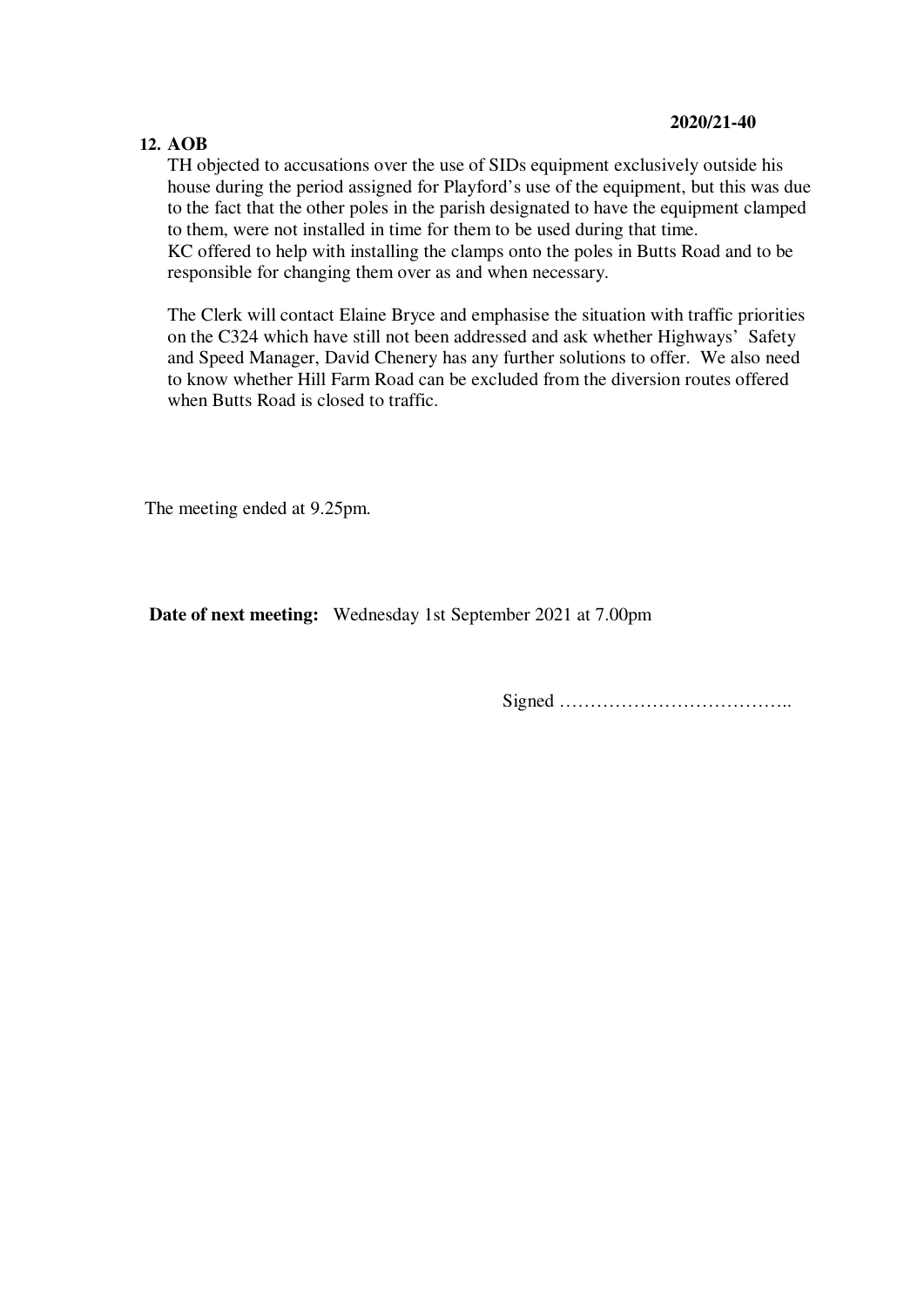**2020/21-40**

**12. AOB**

TH objected to accusations over the use of SIDs equipment exclusively outside his house during the period assigned for Playford's use of the equipment, but this was due to the fact that the other poles in the parish designated to have the equipment clamped to them, were not installed in time for them to be used during that time.
KC offered to help with installing the clamps onto the poles in Butts Road and to be responsible for changing them over as and when necessary.

The Clerk will contact Elaine Bryce and emphasise the situation with traffic priorities on the C324 which have still not been addressed and ask whether Highways' Safety and Speed Manager, David Chenery has any further solutions to offer. We also need to know whether Hill Farm Road can be excluded from the diversion routes offered when Butts Road is closed to traffic.

The meeting ended at 9.25pm.

**Date of next meeting:** Wednesday 1st September 2021 at 7.00pm

Signed ………………………………..